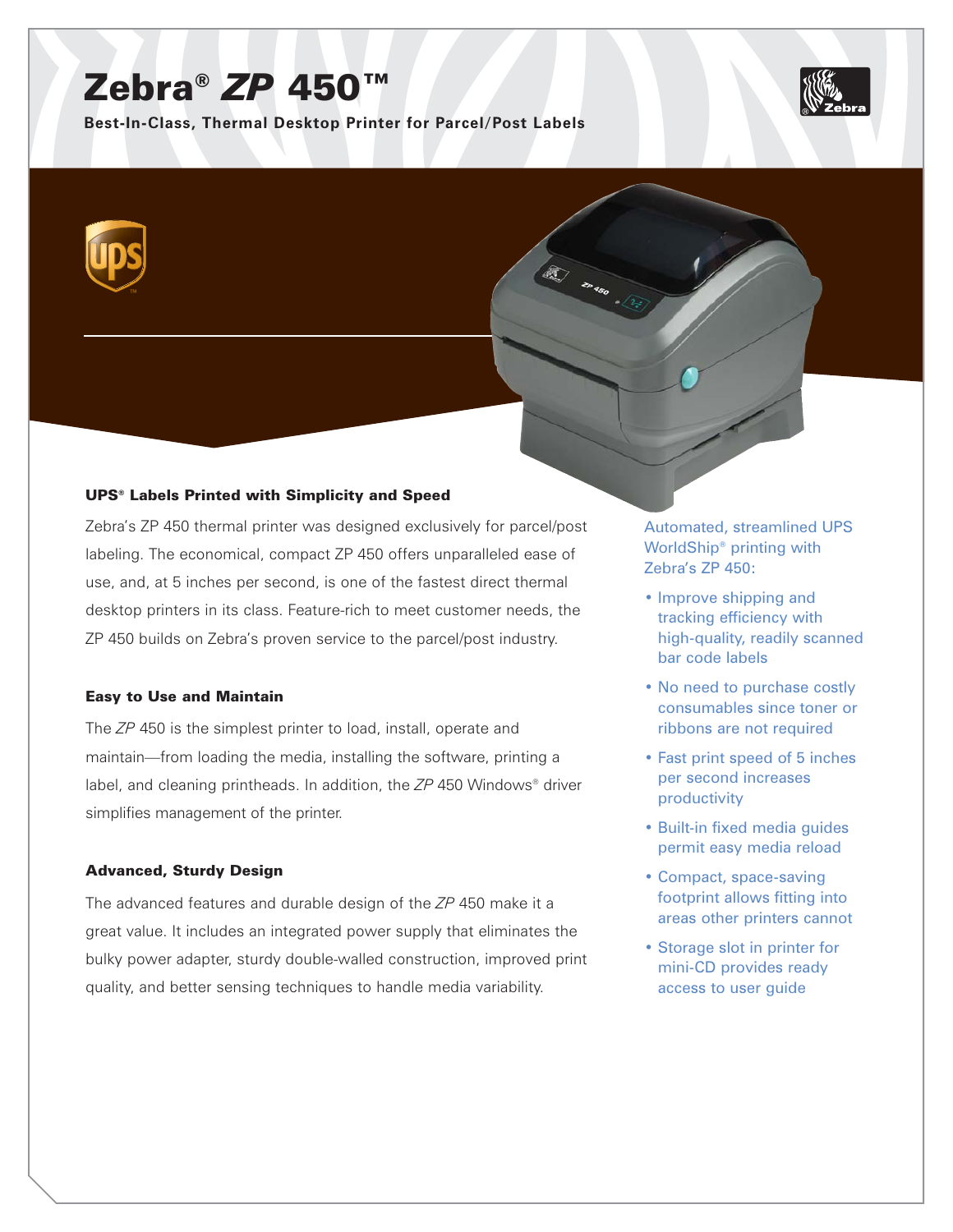# Zebra® *ZP* 450™

**Best-In-Class, Thermal Desktop Printer for Parcel/Post Labels**

### UPS® Labels Printed with Simplicity and Speed

Zebra's ZP 450 thermal printer was designed exclusively for parcel/post labeling. The economical, compact ZP 450 offers unparalleled ease of use, and, at 5 inches per second, is one of the fastest direct thermal desktop printers in its class. Feature-rich to meet customer needs, the ZP 450 builds on Zebra's proven service to the parcel/post industry.

### Easy to Use and Maintain

The *ZP* 450 is the simplest printer to load, install, operate and maintain—from loading the media, installing the software, printing a label, and cleaning printheads. In addition, the *ZP* 450 Windows® driver simplifies management of the printer.

### Advanced, Sturdy Design

The advanced features and durable design of the *ZP* 450 make it a great value. It includes an integrated power supply that eliminates the bulky power adapter, sturdy double-walled construction, improved print quality, and better sensing techniques to handle media variability.

Automated, streamlined UPS WorldShip® printing with Zebra's ZP 450:

- Improve shipping and tracking efficiency with high-quality, readily scanned bar code labels
- No need to purchase costly consumables since toner or ribbons are not required
- Fast print speed of 5 inches per second increases productivity
- Built-in fixed media guides permit easy media reload
- Compact, space-saving footprint allows fitting into areas other printers cannot
- Storage slot in printer for mini-CD provides ready access to user guide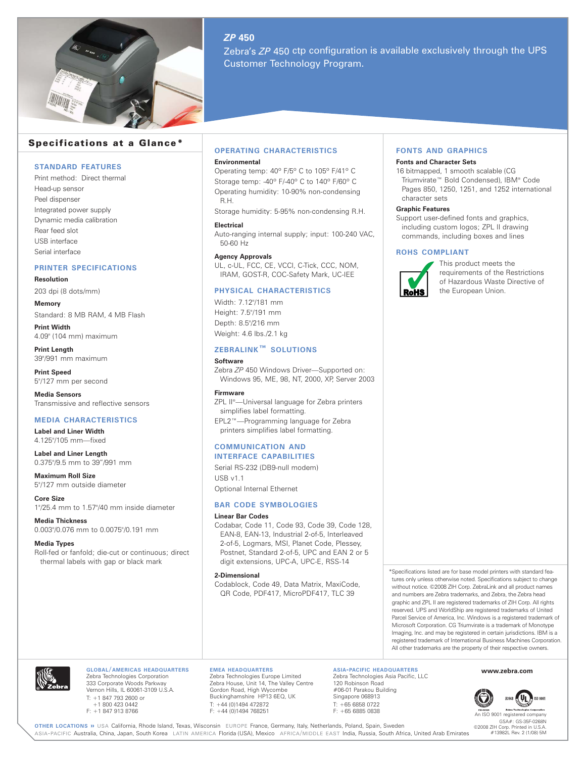## *ZP* 450

Zebra's *ZP* 450 ctp configuration is available exclusively through the UPS Customer Technology Program.

# Specifications at a Glance*

## STANDARD FEATURES

Print method: Direct thermal
Head-up sensor
Peel dispenser
Integrated power supply
Dynamic media calibration
Rear feed slot
USB interface
Serial interface

## PRINTER SPECIFICATIONS

**Resolution**
203 dpi (8 dots/mm)

**Memory**
Standard: 8 MB RAM, 4 MB Flash

**Print Width**
4.09" (104 mm) maximum

**Print Length**
39"/991 mm maximum

**Print Speed**
5"/127 mm per second

**Media Sensors**
Transmissive and reflective sensors

## MEDIA CHARACTERISTICS

**Label and Liner Width**
4.125"/105 mm—fixed

**Label and Liner Length**
0.375"/9.5 mm to 39"/991 mm

**Maximum Roll Size**
5"/127 mm outside diameter

**Core Size**
1"/25.4 mm to 1.57"/40 mm inside diameter

**Media Thickness**
0.003"/0.076 mm to 0.0075"/0.191 mm

**Media Types**
Roll-fed or fanfold; die-cut or continuous; direct thermal labels with gap or black mark

## OPERATING CHARACTERISTICS

**Environmental**
Operating temp: 40° F/5° C to 105° F/41° C
Storage temp: -40° F/-40° C to 140° F/60° C
Operating humidity: 10-90% non-condensing R.H.
Storage humidity: 5-95% non-condensing R.H.

**Electrical**
Auto-ranging internal supply; input: 100-240 VAC, 50-60 Hz

**Agency Approvals**
UL, c-UL, FCC, CE, VCCI, C-Tick, CCC, NOM, IRAM, GOST-R, COC-Safety Mark, UC-IEE

## PHYSICAL CHARACTERISTICS

Width: 7.12"/181 mm
Height: 7.5"/191 mm
Depth: 8.5"/216 mm
Weight: 4.6 lbs./2.1 kg

## ZEBRALINK™ SOLUTIONS

**Software**
Zebra *ZP* 450 Windows Driver—Supported on: Windows 95, ME, 98, NT, 2000, XP, Server 2003

**Firmware**
ZPL II®—Universal language for Zebra printers simplifies label formatting.
EPL2™—Programming language for Zebra printers simplifies label formatting.

## COMMUNICATION AND INTERFACE CAPABILITIES

Serial RS-232 (DB9-null modem)
USB v1.1
Optional Internal Ethernet

## BAR CODE SYMBOLOGIES

**Linear Bar Codes**
Codabar, Code 11, Code 93, Code 39, Code 128, EAN-8, EAN-13, Industrial 2-of-5, Interleaved 2-of-5, Logmars, MSI, Planet Code, Plessey, Postnet, Standard 2-of-5, UPC and EAN 2 or 5 digit extensions, UPC-A, UPC-E, RSS-14

**2-Dimensional**
Codablock, Code 49, Data Matrix, MaxiCode, QR Code, PDF417, MicroPDF417, TLC 39

## FONTS AND GRAPHICS

**Fonts and Character Sets**
16 bitmapped, 1 smooth scalable (CG Triumvirate™ Bold Condensed), IBM® Code Pages 850, 1250, 1251, and 1252 international character sets

**Graphic Features**
Support user-defined fonts and graphics, including custom logos; ZPL II drawing commands, including boxes and lines

## ROHS COMPLIANT

This product meets the requirements of the Restrictions of Hazardous Waste Directive of the European Union.

*Specifications listed are for base model printers with standard features only unless otherwise noted. Specifications subject to change without notice. ©2008 ZIH Corp. ZebraLink and all product names and numbers are Zebra trademarks, and Zebra, the Zebra head graphic and ZPL II are registered trademarks of ZIH Corp. All rights reserved. UPS and WorldShip are registered trademarks of United Parcel Service of America, Inc. Windows is a registered trademark of Microsoft Corporation. CG Triumvirate is a trademark of Monotype Imaging, Inc. and may be registered in certain jurisdictions. IBM is a registered trademark of International Business Machines Corporation. All other trademarks are the property of their respective owners.

**GLOBAL/AMERICAS HEADQUARTERS**
Zebra Technologies Corporation
333 Corporate Woods Parkway
Vernon Hills, IL 60061-3109 U.S.A.
T: +1 847 793 2600 or
+1 800 423 0442
F: +1 847 913 8766

**EMEA HEADQUARTERS**
Zebra Technologies Europe Limited
Zebra House, Unit 14, The Valley Centre
Gordon Road, High Wycombe
Buckinghamshire HP13 6EQ, UK
T: +44 (0)1494 472872
F: +44 (0)1494 768251

**ASIA-PACIFIC HEADQUARTERS**
Zebra Technologies Asia Pacific, LLC
120 Robinson Road
#06-01 Parakou Building
Singapore 068913
T: +65 6858 0722
F: +65 6885 0838

www.zebra.com

An ISO 9001 registered company

GSA#: GS-35F-0268N
©2008 ZIH Corp. Printed in U.S.A.
#13982L Rev. 2 (1/08) 5M

**OTHER LOCATIONS** » USA California, Rhode Island, Texas, Wisconsin EUROPE France, Germany, Italy, Netherlands, Poland, Spain, Sweden
ASIA-PACIFIC Australia, China, Japan, South Korea LATIN AMERICA Florida (USA), Mexico AFRICA/MIDDLE EAST India, Russia, South Africa, United Arab Emirates